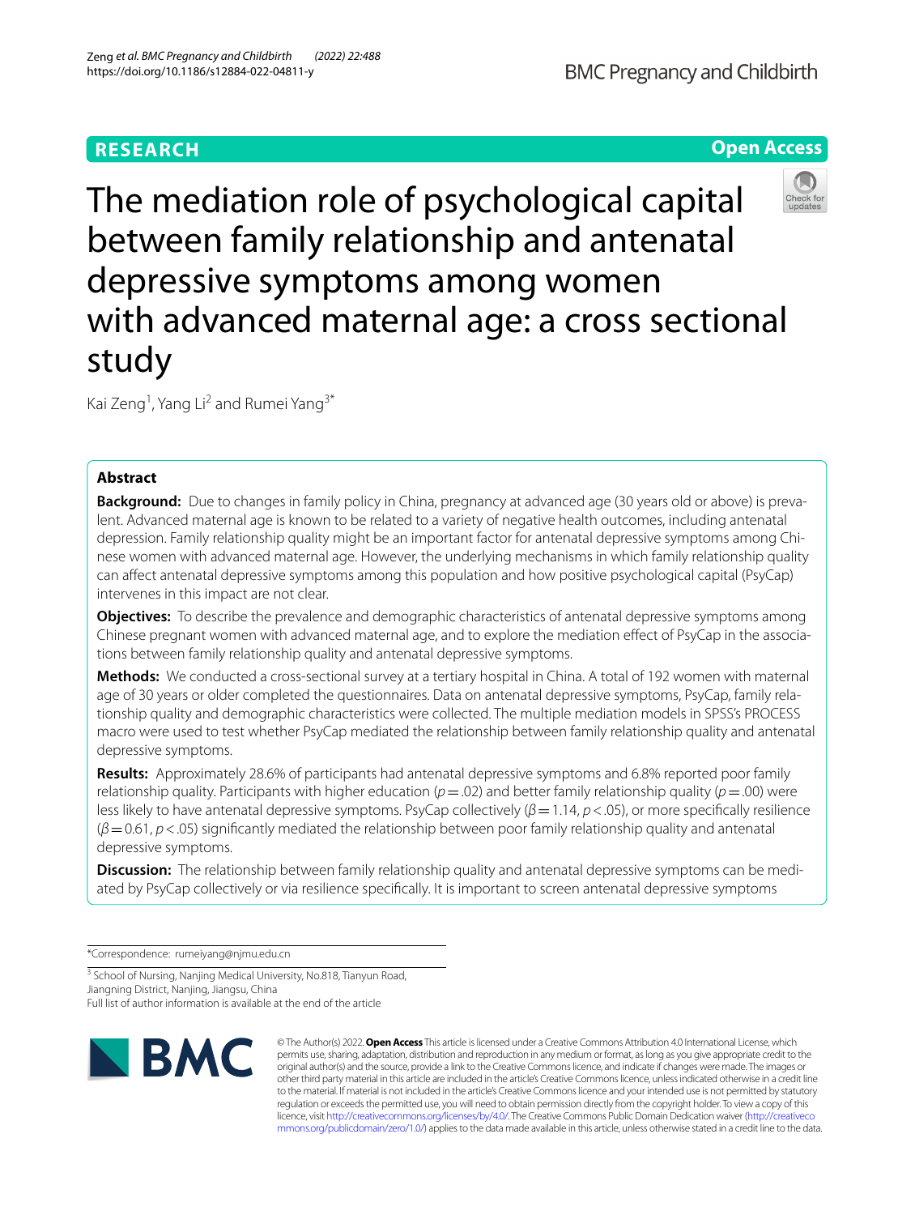**RESEARCH** **Open Access**

# The mediation role of psychological capital between family relationship and antenatal depressive symptoms among women with advanced maternal age: a cross sectional study

Kai Zeng[1], Yang Li[2] and Rumei Yang[3*]

## Abstract

**Background:** Due to changes in family policy in China, pregnancy at advanced age (30 years old or above) is prevalent. Advanced maternal age is known to be related to a variety of negative health outcomes, including antenatal depression. Family relationship quality might be an important factor for antenatal depressive symptoms among Chinese women with advanced maternal age. However, the underlying mechanisms in which family relationship quality can affect antenatal depressive symptoms among this population and how positive psychological capital (PsyCap) intervenes in this impact are not clear.

**Objectives:** To describe the prevalence and demographic characteristics of antenatal depressive symptoms among Chinese pregnant women with advanced maternal age, and to explore the mediation effect of PsyCap in the associations between family relationship quality and antenatal depressive symptoms.

**Methods:** We conducted a cross-sectional survey at a tertiary hospital in China. A total of 192 women with maternal age of 30 years or older completed the questionnaires. Data on antenatal depressive symptoms, PsyCap, family relationship quality and demographic characteristics were collected. The multiple mediation models in SPSS's PROCESS macro were used to test whether PsyCap mediated the relationship between family relationship quality and antenatal depressive symptoms.

**Results:** Approximately 28.6% of participants had antenatal depressive symptoms and 6.8% reported poor family relationship quality. Participants with higher education ($p = .02$) and better family relationship quality ($p = .00$) were less likely to have antenatal depressive symptoms. PsyCap collectively ($\beta = 1.14$, $p < .05$), or more specifically resilience ($\beta = 0.61$, $p < .05$) significantly mediated the relationship between poor family relationship quality and antenatal depressive symptoms.

**Discussion:** The relationship between family relationship quality and antenatal depressive symptoms can be mediated by PsyCap collectively or via resilience specifically. It is important to screen antenatal depressive symptoms

*Correspondence: rumeiyang@njmu.edu.cn

[3] School of Nursing, Nanjing Medical University, No.818, Tianyun Road, Jiangning District, Nanjing, Jiangsu, China

Full list of author information is available at the end of the article

© The Author(s) 2022. **Open Access** This article is licensed under a Creative Commons Attribution 4.0 International License, which permits use, sharing, adaptation, distribution and reproduction in any medium or format, as long as you give appropriate credit to the original author(s) and the source, provide a link to the Creative Commons licence, and indicate if changes were made. The images or other third party material in this article are included in the article's Creative Commons licence, unless indicated otherwise in a credit line to the material. If material is not included in the article's Creative Commons licence and your intended use is not permitted by statutory regulation or exceeds the permitted use, you will need to obtain permission directly from the copyright holder. To view a copy of this licence, visit http://creativecommons.org/licenses/by/4.0/. The Creative Commons Public Domain Dedication waiver (http://creativecommons.org/publicdomain/zero/1.0/) applies to the data made available in this article, unless otherwise stated in a credit line to the data.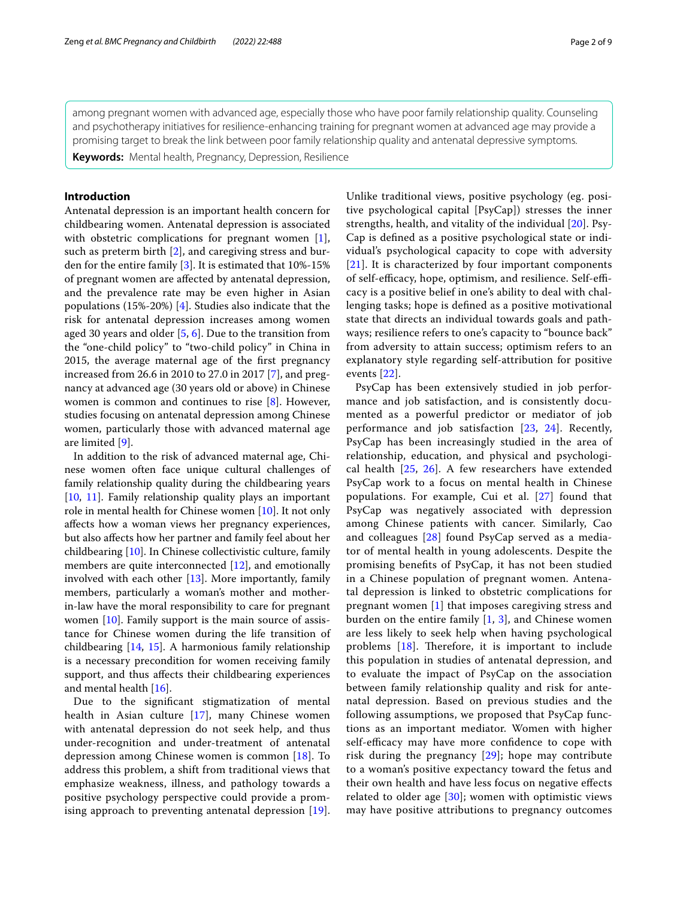among pregnant women with advanced age, especially those who have poor family relationship quality. Counseling and psychotherapy initiatives for resilience-enhancing training for pregnant women at advanced age may provide a promising target to break the link between poor family relationship quality and antenatal depressive symptoms.

**Keywords:** Mental health, Pregnancy, Depression, Resilience

## Introduction

Antenatal depression is an important health concern for childbearing women. Antenatal depression is associated with obstetric complications for pregnant women [1], such as preterm birth [2], and caregiving stress and burden for the entire family [3]. It is estimated that 10%-15% of pregnant women are affected by antenatal depression, and the prevalence rate may be even higher in Asian populations (15%-20%) [4]. Studies also indicate that the risk for antenatal depression increases among women aged 30 years and older [5, 6]. Due to the transition from the "one-child policy" to "two-child policy" in China in 2015, the average maternal age of the first pregnancy increased from 26.6 in 2010 to 27.0 in 2017 [7], and pregnancy at advanced age (30 years old or above) in Chinese women is common and continues to rise [8]. However, studies focusing on antenatal depression among Chinese women, particularly those with advanced maternal age are limited [9].

In addition to the risk of advanced maternal age, Chinese women often face unique cultural challenges of family relationship quality during the childbearing years [10, 11]. Family relationship quality plays an important role in mental health for Chinese women [10]. It not only affects how a woman views her pregnancy experiences, but also affects how her partner and family feel about her childbearing [10]. In Chinese collectivistic culture, family members are quite interconnected [12], and emotionally involved with each other [13]. More importantly, family members, particularly a woman's mother and mother-in-law have the moral responsibility to care for pregnant women [10]. Family support is the main source of assistance for Chinese women during the life transition of childbearing [14, 15]. A harmonious family relationship is a necessary precondition for women receiving family support, and thus affects their childbearing experiences and mental health [16].

Due to the significant stigmatization of mental health in Asian culture [17], many Chinese women with antenatal depression do not seek help, and thus under-recognition and under-treatment of antenatal depression among Chinese women is common [18]. To address this problem, a shift from traditional views that emphasize weakness, illness, and pathology towards a positive psychology perspective could provide a promising approach to preventing antenatal depression [19]. Unlike traditional views, positive psychology (eg. positive psychological capital [PsyCap]) stresses the inner strengths, health, and vitality of the individual [20]. PsyCap is defined as a positive psychological state or individual's psychological capacity to cope with adversity [21]. It is characterized by four important components of self-efficacy, hope, optimism, and resilience. Self-efficacy is a positive belief in one's ability to deal with challenging tasks; hope is defined as a positive motivational state that directs an individual towards goals and pathways; resilience refers to one's capacity to "bounce back" from adversity to attain success; optimism refers to an explanatory style regarding self-attribution for positive events [22].

PsyCap has been extensively studied in job performance and job satisfaction, and is consistently documented as a powerful predictor or mediator of job performance and job satisfaction [23, 24]. Recently, PsyCap has been increasingly studied in the area of relationship, education, and physical and psychological health [25, 26]. A few researchers have extended PsyCap work to a focus on mental health in Chinese populations. For example, Cui et al. [27] found that PsyCap was negatively associated with depression among Chinese patients with cancer. Similarly, Cao and colleagues [28] found PsyCap served as a mediator of mental health in young adolescents. Despite the promising benefits of PsyCap, it has not been studied in a Chinese population of pregnant women. Antenatal depression is linked to obstetric complications for pregnant women [1] that imposes caregiving stress and burden on the entire family [1, 3], and Chinese women are less likely to seek help when having psychological problems [18]. Therefore, it is important to include this population in studies of antenatal depression, and to evaluate the impact of PsyCap on the association between family relationship quality and risk for antenatal depression. Based on previous studies and the following assumptions, we proposed that PsyCap functions as an important mediator. Women with higher self-efficacy may have more confidence to cope with risk during the pregnancy [29]; hope may contribute to a woman's positive expectancy toward the fetus and their own health and have less focus on negative effects related to older age [30]; women with optimistic views may have positive attributions to pregnancy outcomes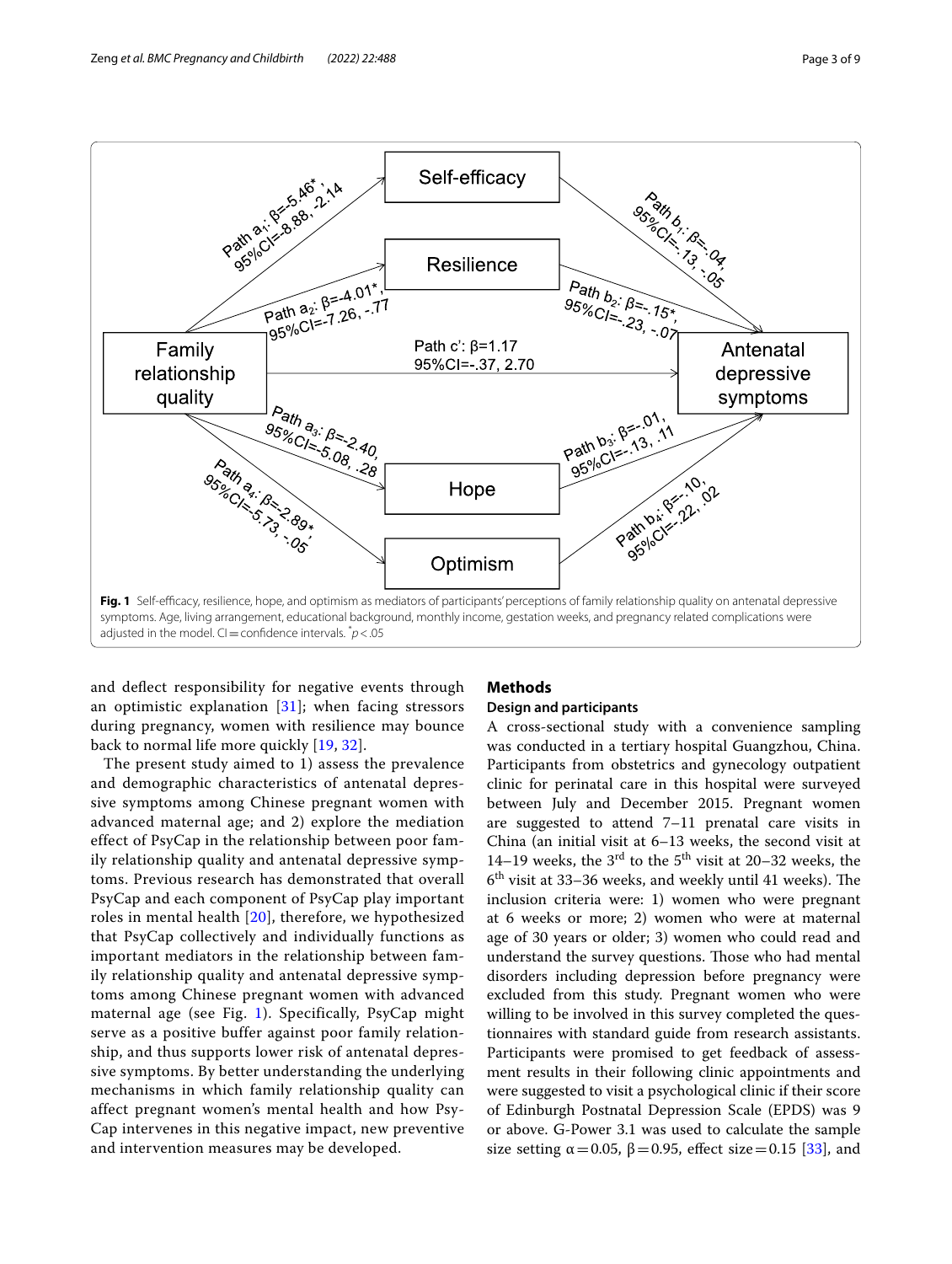Fig. 1 Self-efficacy, resilience, hope, and optimism as mediators of participants' perceptions of family relationship quality on antenatal depressive symptoms. Age, living arrangement, educational background, monthly income, gestation weeks, and pregnancy related complications were adjusted in the model. CI = confidence intervals. $^{*}p < .05$

and deflect responsibility for negative events through an optimistic explanation [31]; when facing stressors during pregnancy, women with resilience may bounce back to normal life more quickly [19, 32].

The present study aimed to 1) assess the prevalence and demographic characteristics of antenatal depressive symptoms among Chinese pregnant women with advanced maternal age; and 2) explore the mediation effect of PsyCap in the relationship between poor family relationship quality and antenatal depressive symptoms. Previous research has demonstrated that overall PsyCap and each component of PsyCap play important roles in mental health [20], therefore, we hypothesized that PsyCap collectively and individually functions as important mediators in the relationship between family relationship quality and antenatal depressive symptoms among Chinese pregnant women with advanced maternal age (see Fig. 1). Specifically, PsyCap might serve as a positive buffer against poor family relationship, and thus supports lower risk of antenatal depressive symptoms. By better understanding the underlying mechanisms in which family relationship quality can affect pregnant women's mental health and how PsyCap intervenes in this negative impact, new preventive and intervention measures may be developed.

## Methods

### Design and participants

A cross-sectional study with a convenience sampling was conducted in a tertiary hospital Guangzhou, China. Participants from obstetrics and gynecology outpatient clinic for perinatal care in this hospital were surveyed between July and December 2015. Pregnant women are suggested to attend 7–11 prenatal care visits in China (an initial visit at 6–13 weeks, the second visit at 14–19 weeks, the 3rd to the 5th visit at 20–32 weeks, the 6th visit at 33–36 weeks, and weekly until 41 weeks). The inclusion criteria were: 1) women who were pregnant at 6 weeks or more; 2) women who were at maternal age of 30 years or older; 3) women who could read and understand the survey questions. Those who had mental disorders including depression before pregnancy were excluded from this study. Pregnant women who were willing to be involved in this survey completed the questionnaires with standard guide from research assistants. Participants were promised to get feedback of assessment results in their following clinic appointments and were suggested to visit a psychological clinic if their score of Edinburgh Postnatal Depression Scale (EPDS) was 9 or above. G-Power 3.1 was used to calculate the sample size setting $\alpha = 0.05$, $\beta = 0.95$, effect size $= 0.15$ [33], and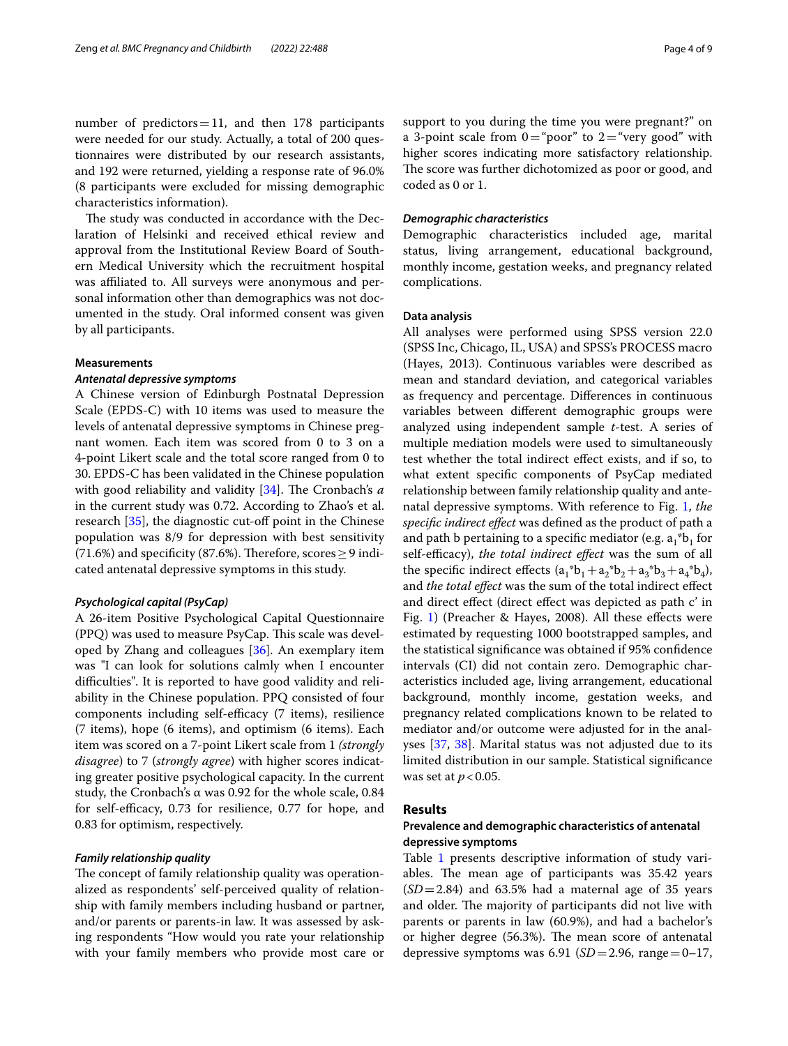number of predictors = 11, and then 178 participants were needed for our study. Actually, a total of 200 questionnaires were distributed by our research assistants, and 192 were returned, yielding a response rate of 96.0% (8 participants were excluded for missing demographic characteristics information).

The study was conducted in accordance with the Declaration of Helsinki and received ethical review and approval from the Institutional Review Board of Southern Medical University which the recruitment hospital was affiliated to. All surveys were anonymous and personal information other than demographics was not documented in the study. Oral informed consent was given by all participants.

### Measurements

#### *Antenatal depressive symptoms*

A Chinese version of Edinburgh Postnatal Depression Scale (EPDS-C) with 10 items was used to measure the levels of antenatal depressive symptoms in Chinese pregnant women. Each item was scored from 0 to 3 on a 4-point Likert scale and the total score ranged from 0 to 30. EPDS-C has been validated in the Chinese population with good reliability and validity [34]. The Cronbach's *α* in the current study was 0.72. According to Zhao's et al. research [35], the diagnostic cut-off point in the Chinese population was 8/9 for depression with best sensitivity (71.6%) and specificity (87.6%). Therefore, scores ≥ 9 indicated antenatal depressive symptoms in this study.

#### *Psychological capital (PsyCap)*

A 26-item Positive Psychological Capital Questionnaire (PPQ) was used to measure PsyCap. This scale was developed by Zhang and colleagues [36]. An exemplary item was "I can look for solutions calmly when I encounter difficulties". It is reported to have good validity and reliability in the Chinese population. PPQ consisted of four components including self-efficacy (7 items), resilience (7 items), hope (6 items), and optimism (6 items). Each item was scored on a 7-point Likert scale from 1 *(strongly disagree*) to 7 (*strongly agree*) with higher scores indicating greater positive psychological capacity. In the current study, the Cronbach's α was 0.92 for the whole scale, 0.84 for self-efficacy, 0.73 for resilience, 0.77 for hope, and 0.83 for optimism, respectively.

#### *Family relationship quality*

The concept of family relationship quality was operationalized as respondents' self-perceived quality of relationship with family members including husband or partner, and/or parents or parents-in law. It was assessed by asking respondents "How would you rate your relationship with your family members who provide most care or support to you during the time you were pregnant?" on a 3-point scale from 0 = "poor" to 2 = "very good" with higher scores indicating more satisfactory relationship. The score was further dichotomized as poor or good, and coded as 0 or 1.

#### *Demographic characteristics*

Demographic characteristics included age, marital status, living arrangement, educational background, monthly income, gestation weeks, and pregnancy related complications.

### Data analysis

All analyses were performed using SPSS version 22.0 (SPSS Inc, Chicago, IL, USA) and SPSS's PROCESS macro (Hayes, 2013). Continuous variables were described as mean and standard deviation, and categorical variables as frequency and percentage. Differences in continuous variables between different demographic groups were analyzed using independent sample *t*-test. A series of multiple mediation models were used to simultaneously test whether the total indirect effect exists, and if so, to what extent specific components of PsyCap mediated relationship between family relationship quality and antenatal depressive symptoms. With reference to Fig. 1, *the specific indirect effect* was defined as the product of path a and path b pertaining to a specific mediator (e.g. $a_1{}^*b_1$ for self-efficacy), *the total indirect effect* was the sum of all the specific indirect effects ($a_1{}^*b_1 + a_2{}^*b_2 + a_3{}^*b_3 + a_4{}^*b_4$), and *the total effect* was the sum of the total indirect effect and direct effect (direct effect was depicted as path c' in Fig. 1) (Preacher & Hayes, 2008). All these effects were estimated by requesting 1000 bootstrapped samples, and the statistical significance was obtained if 95% confidence intervals (CI) did not contain zero. Demographic characteristics included age, living arrangement, educational background, monthly income, gestation weeks, and pregnancy related complications known to be related to mediator and/or outcome were adjusted for in the analyses [37, 38]. Marital status was not adjusted due to its limited distribution in our sample. Statistical significance was set at $p < 0.05$.

## Results

### Prevalence and demographic characteristics of antenatal depressive symptoms

Table 1 presents descriptive information of study variables. The mean age of participants was 35.42 years (*SD* = 2.84) and 63.5% had a maternal age of 35 years and older. The majority of participants did not live with parents or parents in law (60.9%), and had a bachelor's or higher degree (56.3%). The mean score of antenatal depressive symptoms was 6.91 (*SD* = 2.96, range = 0–17,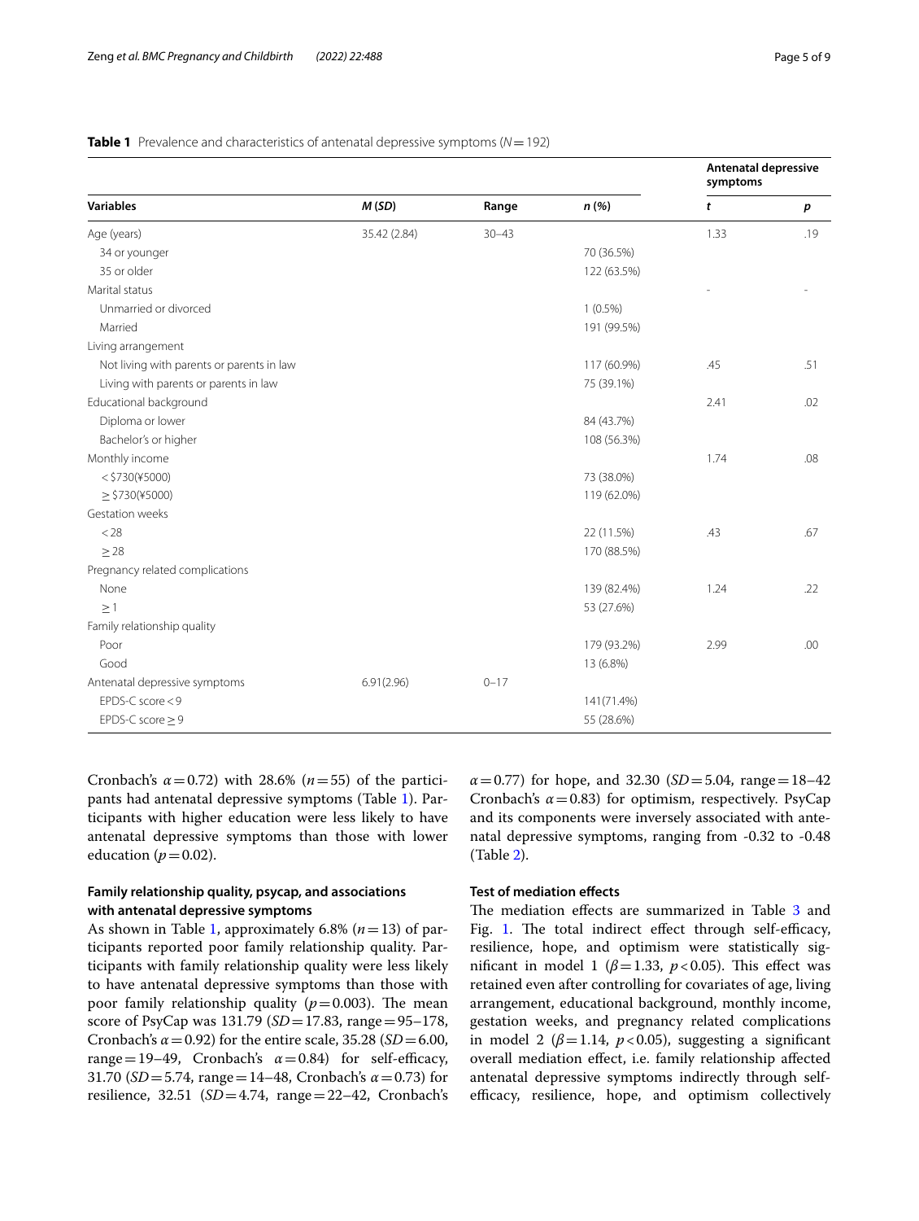**Table 1** Prevalence and characteristics of antenatal depressive symptoms ($N = 192$)

| Variables | *M* (*SD*) | Range | *n* (%) | Antenatal depressive symptoms | |
|---|---|---|---|---|---|
| | | | | *t* | *p* |
| Age (years) | 35.42 (2.84) | 30–43 | | 1.33 | .19 |
| 34 or younger | | | 70 (36.5%) | | |
| 35 or older | | | 122 (63.5%) | | |
| Marital status | | | | - | - |
| Unmarried or divorced | | | 1 (0.5%) | | |
| Married | | | 191 (99.5%) | | |
| Living arrangement | | | | | |
| Not living with parents or parents in law | | | 117 (60.9%) | .45 | .51 |
| Living with parents or parents in law | | | 75 (39.1%) | | |
| Educational background | | | | 2.41 | .02 |
| Diploma or lower | | | 84 (43.7%) | | |
| Bachelor's or higher | | | 108 (56.3%) | | |
| Monthly income | | | | 1.74 | .08 |
| < $730(¥5000) | | | 73 (38.0%) | | |
| ≥ $730(¥5000) | | | 119 (62.0%) | | |
| Gestation weeks | | | | | |
| < 28 | | | 22 (11.5%) | .43 | .67 |
| ≥ 28 | | | 170 (88.5%) | | |
| Pregnancy related complications | | | | | |
| None | | | 139 (82.4%) | 1.24 | .22 |
| ≥ 1 | | | 53 (27.6%) | | |
| Family relationship quality | | | | | |
| Poor | | | 179 (93.2%) | 2.99 | .00 |
| Good | | | 13 (6.8%) | | |
| Antenatal depressive symptoms | 6.91(2.96) | 0–17 | | | |
| EPDS-C score < 9 | | | 141(71.4%) | | |
| EPDS-C score ≥ 9 | | | 55 (28.6%) | | |

Cronbach's $\alpha = 0.72$) with 28.6% ($n = 55$) of the participants had antenatal depressive symptoms (Table 1). Participants with higher education were less likely to have antenatal depressive symptoms than those with lower education ($p = 0.02$).

### Family relationship quality, psycap, and associations with antenatal depressive symptoms

As shown in Table 1, approximately 6.8% ($n = 13$) of participants reported poor family relationship quality. Participants with family relationship quality were less likely to have antenatal depressive symptoms than those with poor family relationship quality ($p = 0.003$). The mean score of PsyCap was 131.79 ($SD = 17.83$, range = 95–178, Cronbach's $\alpha = 0.92$) for the entire scale, 35.28 ($SD = 6.00$, range = 19–49, Cronbach's $\alpha = 0.84$) for self-efficacy, 31.70 ($SD = 5.74$, range = 14–48, Cronbach's $\alpha = 0.73$) for resilience, 32.51 ($SD = 4.74$, range = 22–42, Cronbach's $\alpha = 0.77$) for hope, and 32.30 ($SD = 5.04$, range = 18–42 Cronbach's $\alpha = 0.83$) for optimism, respectively. PsyCap and its components were inversely associated with antenatal depressive symptoms, ranging from -0.32 to -0.48 (Table 2).

### Test of mediation effects

The mediation effects are summarized in Table 3 and Fig. 1. The total indirect effect through self-efficacy, resilience, hope, and optimism were statistically significant in model 1 ($\beta = 1.33$, $p < 0.05$). This effect was retained even after controlling for covariates of age, living arrangement, educational background, monthly income, gestation weeks, and pregnancy related complications in model 2 ($\beta = 1.14$, $p < 0.05$), suggesting a significant overall mediation effect, i.e. family relationship affected antenatal depressive symptoms indirectly through self-efficacy, resilience, hope, and optimism collectively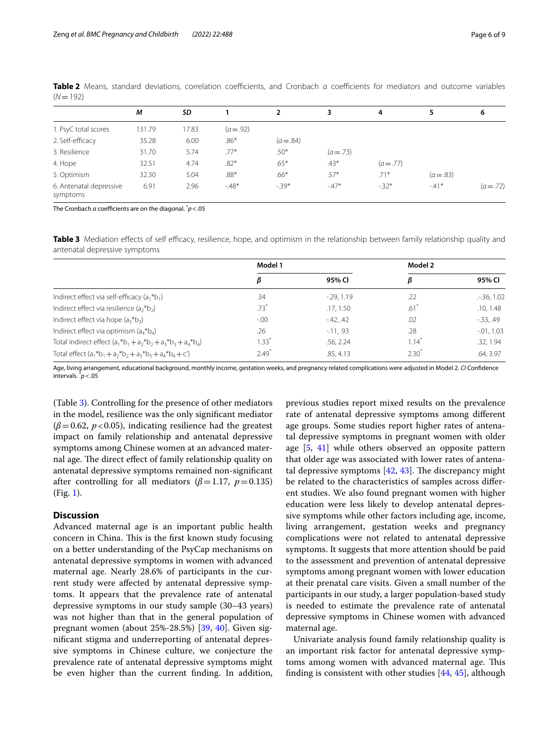**Table 2** Means, standard deviations, correlation coefficients, and Cronbach *α* coefficients for mediators and outcome variables ($N = 192$)

| | *M* | *SD* | 1 | 2 | 3 | 4 | 5 | 6 |
|---|---|---|---|---|---|---|---|---|
| 1. PsyC total scores | 131.79 | 17.83 | ($α = .92$) | | | | | |
| 2. Self-efficacy | 35.28 | 6.00 | .86* | ($α = .84$) | | | | |
| 3. Resilience | 31.70 | 5.74 | .77* | .50* | ($α = .73$) | | | |
| 4. Hope | 32.51 | 4.74 | .82* | .65* | .43* | ($α = .77$) | | |
| 5. Optimism | 32.30 | 5.04 | .88* | .66* | .57* | .71* | ($α = .83$) | |
| 6. Antenatal depressive symptoms | 6.91 | 2.96 | -.48* | -.39* | -.47* | -.32* | -.41* | ($α = .72$) |

The Cronbach *α* coefficients are on the diagonal. * $p < .05$

**Table 3** Mediation effects of self efficacy, resilience, hope, and optimism in the relationship between family relationship quality and antenatal depressive symptoms

| | Model 1 | | Model 2 | |
|---|---|---|---|---|
| | *β* | 95% CI | *β* | 95% CI |
| Indirect effect via self-efficacy ($a_1$*$b_1$) | .34 | -.29, 1.19 | .22 | .-.36, 1.02 |
| Indirect effect via resilience ($a_2$*$b_2$) | .73* | .17, 1.50 | .61* | .10, 1.48 |
| Indirect effect via hope ($a_3$*$b_3$) | -.00 | -.42, .42 | .02 | -.33, .49 |
| Indirect effect via optimism ($a_4$*$b_4$) | .26 | -.11, .93 | .28 | -.01, 1.03 |
| Total indirect effect ($a_1$*$b_1$ + $a_2$*$b_2$ + $a_3$*$b_3$ + $a_4$*$b_4$) | 1.33* | .56, 2.24 | 1.14* | .32, 1.94 |
| Total effect ($a_1$*$b_1$ + $a_2$*$b_2$ + $a_3$*$b_3$ + $a_4$*$b_4$ + c′) | 2.49* | .85, 4.13 | 2.30* | .64, 3.97 |

Age, living arrangement, educational background, monthly income, gestation weeks, and pregnancy related complications were adjusted in Model 2. *CI* Confidence intervals. * $p < .05$

(Table 3). Controlling for the presence of other mediators in the model, resilience was the only significant mediator ($\beta = 0.62$, $p < 0.05$), indicating resilience had the greatest impact on family relationship and antenatal depressive symptoms among Chinese women at an advanced maternal age. The direct effect of family relationship quality on antenatal depressive symptoms remained non-significant after controlling for all mediators ($\beta = 1.17$, $p = 0.135$) (Fig. 1).

## Discussion

Advanced maternal age is an important public health concern in China. This is the first known study focusing on a better understanding of the PsyCap mechanisms on antenatal depressive symptoms in women with advanced maternal age. Nearly 28.6% of participants in the current study were affected by antenatal depressive symptoms. It appears that the prevalence rate of antenatal depressive symptoms in our study sample (30–43 years) was not higher than that in the general population of pregnant women (about 25%-28.5%) [39, 40]. Given significant stigma and underreporting of antenatal depressive symptoms in Chinese culture, we conjecture the prevalence rate of antenatal depressive symptoms might be even higher than the current finding. In addition, previous studies report mixed results on the prevalence rate of antenatal depressive symptoms among different age groups. Some studies report higher rates of antenatal depressive symptoms in pregnant women with older age [5, 41] while others observed an opposite pattern that older age was associated with lower rates of antenatal depressive symptoms [42, 43]. The discrepancy might be related to the characteristics of samples across different studies. We also found pregnant women with higher education were less likely to develop antenatal depressive symptoms while other factors including age, income, living arrangement, gestation weeks and pregnancy complications were not related to antenatal depressive symptoms. It suggests that more attention should be paid to the assessment and prevention of antenatal depressive symptoms among pregnant women with lower education at their prenatal care visits. Given a small number of the participants in our study, a larger population-based study is needed to estimate the prevalence rate of antenatal depressive symptoms in Chinese women with advanced maternal age.

Univariate analysis found family relationship quality is an important risk factor for antenatal depressive symptoms among women with advanced maternal age. This finding is consistent with other studies [44, 45], although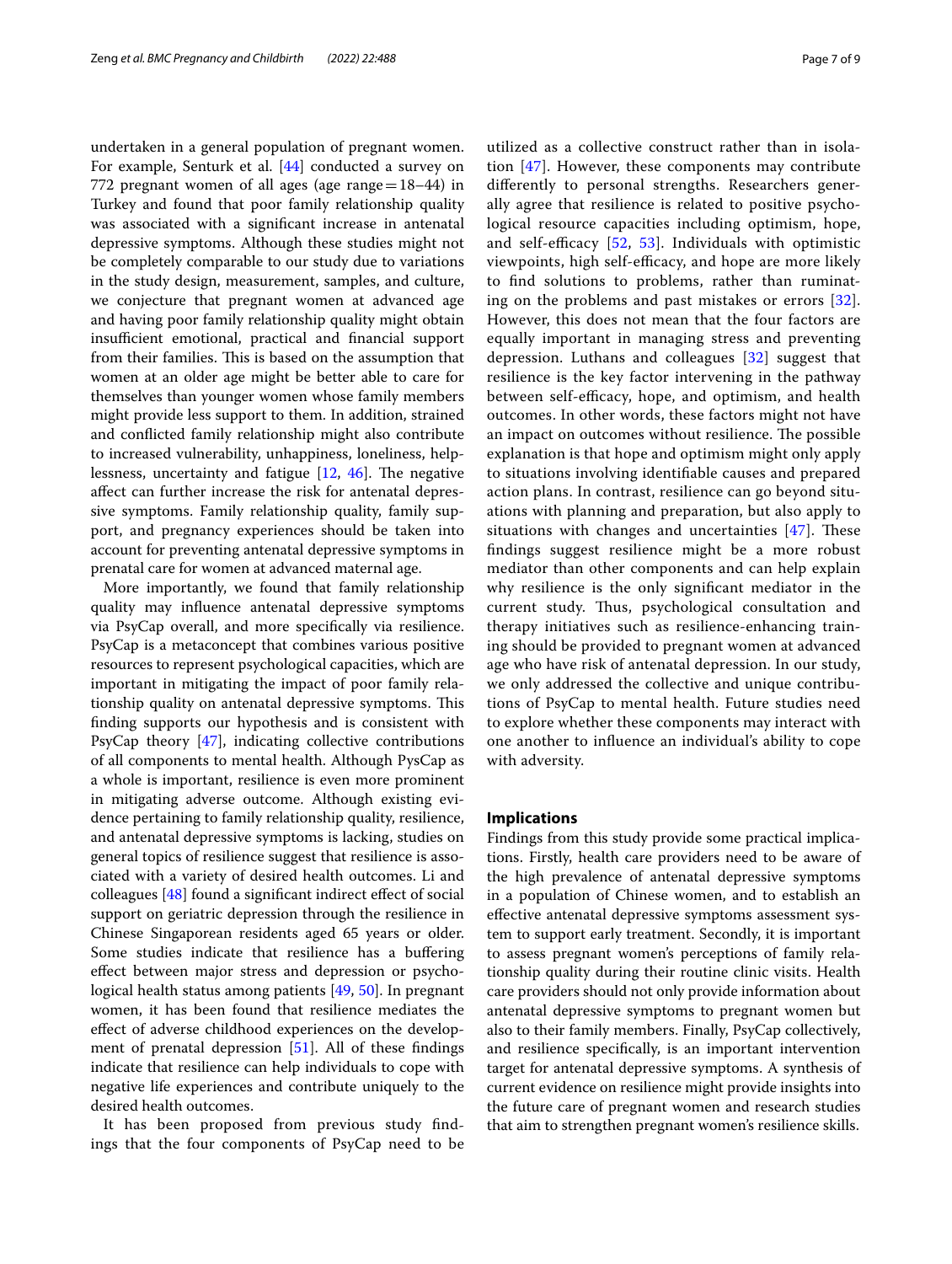undertaken in a general population of pregnant women. For example, Senturk et al. [44] conducted a survey on 772 pregnant women of all ages (age range = 18–44) in Turkey and found that poor family relationship quality was associated with a significant increase in antenatal depressive symptoms. Although these studies might not be completely comparable to our study due to variations in the study design, measurement, samples, and culture, we conjecture that pregnant women at advanced age and having poor family relationship quality might obtain insufficient emotional, practical and financial support from their families. This is based on the assumption that women at an older age might be better able to care for themselves than younger women whose family members might provide less support to them. In addition, strained and conflicted family relationship might also contribute to increased vulnerability, unhappiness, loneliness, helplessness, uncertainty and fatigue [12, 46]. The negative affect can further increase the risk for antenatal depressive symptoms. Family relationship quality, family support, and pregnancy experiences should be taken into account for preventing antenatal depressive symptoms in prenatal care for women at advanced maternal age.

More importantly, we found that family relationship quality may influence antenatal depressive symptoms via PsyCap overall, and more specifically via resilience. PsyCap is a metaconcept that combines various positive resources to represent psychological capacities, which are important in mitigating the impact of poor family relationship quality on antenatal depressive symptoms. This finding supports our hypothesis and is consistent with PsyCap theory [47], indicating collective contributions of all components to mental health. Although PysCap as a whole is important, resilience is even more prominent in mitigating adverse outcome. Although existing evidence pertaining to family relationship quality, resilience, and antenatal depressive symptoms is lacking, studies on general topics of resilience suggest that resilience is associated with a variety of desired health outcomes. Li and colleagues [48] found a significant indirect effect of social support on geriatric depression through the resilience in Chinese Singaporean residents aged 65 years or older. Some studies indicate that resilience has a buffering effect between major stress and depression or psychological health status among patients [49, 50]. In pregnant women, it has been found that resilience mediates the effect of adverse childhood experiences on the development of prenatal depression [51]. All of these findings indicate that resilience can help individuals to cope with negative life experiences and contribute uniquely to the desired health outcomes.

It has been proposed from previous study findings that the four components of PsyCap need to be utilized as a collective construct rather than in isolation [47]. However, these components may contribute differently to personal strengths. Researchers generally agree that resilience is related to positive psychological resource capacities including optimism, hope, and self-efficacy [52, 53]. Individuals with optimistic viewpoints, high self-efficacy, and hope are more likely to find solutions to problems, rather than ruminating on the problems and past mistakes or errors [32]. However, this does not mean that the four factors are equally important in managing stress and preventing depression. Luthans and colleagues [32] suggest that resilience is the key factor intervening in the pathway between self-efficacy, hope, and optimism, and health outcomes. In other words, these factors might not have an impact on outcomes without resilience. The possible explanation is that hope and optimism might only apply to situations involving identifiable causes and prepared action plans. In contrast, resilience can go beyond situations with planning and preparation, but also apply to situations with changes and uncertainties [47]. These findings suggest resilience might be a more robust mediator than other components and can help explain why resilience is the only significant mediator in the current study. Thus, psychological consultation and therapy initiatives such as resilience-enhancing training should be provided to pregnant women at advanced age who have risk of antenatal depression. In our study, we only addressed the collective and unique contributions of PsyCap to mental health. Future studies need to explore whether these components may interact with one another to influence an individual's ability to cope with adversity.

## Implications

Findings from this study provide some practical implications. Firstly, health care providers need to be aware of the high prevalence of antenatal depressive symptoms in a population of Chinese women, and to establish an effective antenatal depressive symptoms assessment system to support early treatment. Secondly, it is important to assess pregnant women's perceptions of family relationship quality during their routine clinic visits. Health care providers should not only provide information about antenatal depressive symptoms to pregnant women but also to their family members. Finally, PsyCap collectively, and resilience specifically, is an important intervention target for antenatal depressive symptoms. A synthesis of current evidence on resilience might provide insights into the future care of pregnant women and research studies that aim to strengthen pregnant women's resilience skills.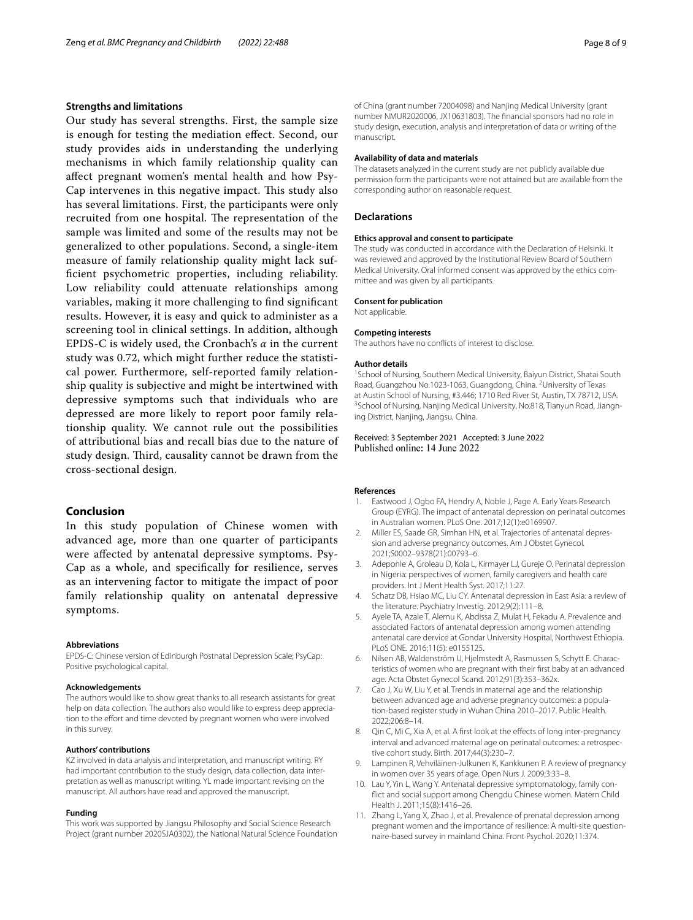### Strengths and limitations

Our study has several strengths. First, the sample size is enough for testing the mediation effect. Second, our study provides aids in understanding the underlying mechanisms in which family relationship quality can affect pregnant women's mental health and how PsyCap intervenes in this negative impact. This study also has several limitations. First, the participants were only recruited from one hospital. The representation of the sample was limited and some of the results may not be generalized to other populations. Second, a single-item measure of family relationship quality might lack sufficient psychometric properties, including reliability. Low reliability could attenuate relationships among variables, making it more challenging to find significant results. However, it is easy and quick to administer as a screening tool in clinical settings. In addition, although EPDS-C is widely used, the Cronbach's $\alpha$ in the current study was 0.72, which might further reduce the statistical power. Furthermore, self-reported family relationship quality is subjective and might be intertwined with depressive symptoms such that individuals who are depressed are more likely to report poor family relationship quality. We cannot rule out the possibilities of attributional bias and recall bias due to the nature of study design. Third, causality cannot be drawn from the cross-sectional design.

## Conclusion

In this study population of Chinese women with advanced age, more than one quarter of participants were affected by antenatal depressive symptoms. PsyCap as a whole, and specifically for resilience, serves as an intervening factor to mitigate the impact of poor family relationship quality on antenatal depressive symptoms.

#### Abbreviations

EPDS-C: Chinese version of Edinburgh Postnatal Depression Scale; PsyCap: Positive psychological capital.

#### Acknowledgements

The authors would like to show great thanks to all research assistants for great help on data collection. The authors also would like to express deep appreciation to the effort and time devoted by pregnant women who were involved in this survey.

#### Authors' contributions

KZ involved in data analysis and interpretation, and manuscript writing. RY had important contribution to the study design, data collection, data interpretation as well as manuscript writing. YL made important revising on the manuscript. All authors have read and approved the manuscript.

#### Funding

This work was supported by Jiangsu Philosophy and Social Science Research Project (grant number 2020SJA0302), the National Natural Science Foundation of China (grant number 72004098) and Nanjing Medical University (grant number NMUR2020006, JX10631803). The financial sponsors had no role in study design, execution, analysis and interpretation of data or writing of the manuscript.

#### Availability of data and materials

The datasets analyzed in the current study are not publicly available due permission form the participants were not attained but are available from the corresponding author on reasonable request.

### Declarations

#### Ethics approval and consent to participate

The study was conducted in accordance with the Declaration of Helsinki. It was reviewed and approved by the Institutional Review Board of Southern Medical University. Oral informed consent was approved by the ethics committee and was given by all participants.

#### Consent for publication

Not applicable.

#### Competing interests

The authors have no conflicts of interest to disclose.

#### Author details

[1] School of Nursing, Southern Medical University, Baiyun District, Shatai South Road, Guangzhou No.1023-1063, Guangdong, China. [2] University of Texas at Austin School of Nursing, #3.446; 1710 Red River St, Austin, TX 78712, USA. [3] School of Nursing, Nanjing Medical University, No.818, Tianyun Road, Jiangning District, Nanjing, Jiangsu, China.

Received: 3 September 2021 Accepted: 3 June 2022
Published online: 14 June 2022

#### References

1. Eastwood J, Ogbo FA, Hendry A, Noble J, Page A. Early Years Research Group (EYRG). The impact of antenatal depression on perinatal outcomes in Australian women. PLoS One. 2017;12(1):e0169907.
2. Miller ES, Saade GR, Simhan HN, et al. Trajectories of antenatal depression and adverse pregnancy outcomes. Am J Obstet Gynecol. 2021;S0002–9378(21):00793–6.
3. Adeponle A, Groleau D, Kola L, Kirmayer LJ, Gureje O. Perinatal depression in Nigeria: perspectives of women, family caregivers and health care providers. Int J Ment Health Syst. 2017;11:27.
4. Schatz DB, Hsiao MC, Liu CY. Antenatal depression in East Asia: a review of the literature. Psychiatry Investig. 2012;9(2):111–8.
5. Ayele TA, Azale T, Alemu K, Abdissa Z, Mulat H, Fekadu A. Prevalence and associated Factors of antenatal depression among women attending antenatal care dervice at Gondar University Hospital, Northwest Ethiopia. PLoS ONE. 2016;11(5): e0155125.
6. Nilsen AB, Waldenström U, Hjelmstedt A, Rasmussen S, Schytt E. Characteristics of women who are pregnant with their first baby at an advanced age. Acta Obstet Gynecol Scand. 2012;91(3):353–362x.
7. Cao J, Xu W, Liu Y, et al. Trends in maternal age and the relationship between advanced age and adverse pregnancy outcomes: a population-based register study in Wuhan China 2010–2017. Public Health. 2022;206:8–14.
8. Qin C, Mi C, Xia A, et al. A first look at the effects of long inter-pregnancy interval and advanced maternal age on perinatal outcomes: a retrospective cohort study. Birth. 2017;44(3):230–7.
9. Lampinen R, Vehviläinen-Julkunen K, Kankkunen P. A review of pregnancy in women over 35 years of age. Open Nurs J. 2009;3:33–8.
10. Lau Y, Yin L, Wang Y. Antenatal depressive symptomatology, family conflict and social support among Chengdu Chinese women. Matern Child Health J. 2011;15(8):1416–26.
11. Zhang L, Yang X, Zhao J, et al. Prevalence of prenatal depression among pregnant women and the importance of resilience: A multi-site questionnaire-based survey in mainland China. Front Psychol. 2020;11:374.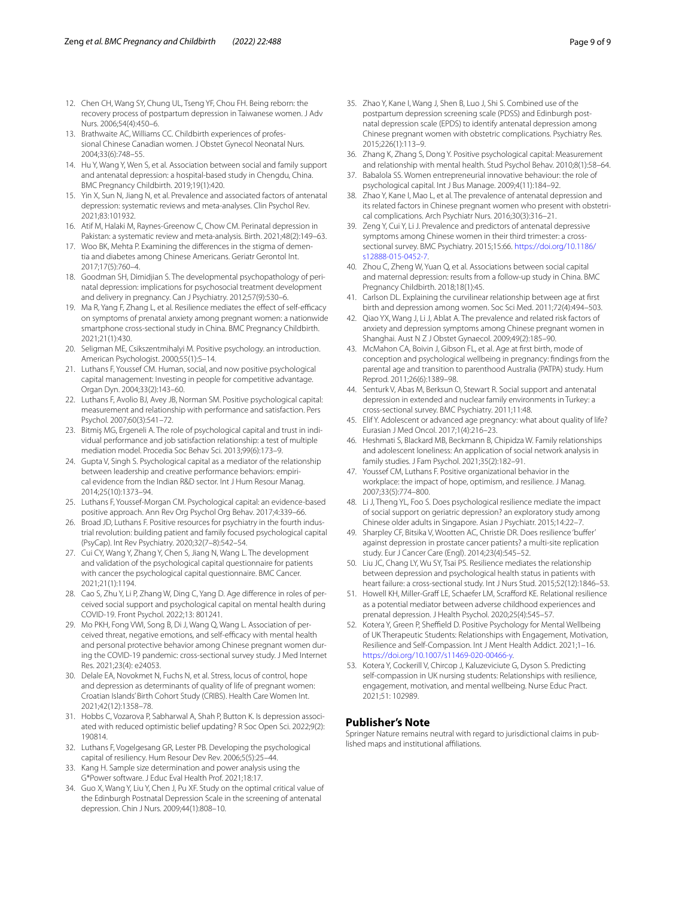12. Chen CH, Wang SY, Chung UL, Tseng YF, Chou FH. Being reborn: the recovery process of postpartum depression in Taiwanese women. J Adv Nurs. 2006;54(4):450–6.
13. Brathwaite AC, Williams CC. Childbirth experiences of professional Chinese Canadian women. J Obstet Gynecol Neonatal Nurs. 2004;33(6):748–55.
14. Hu Y, Wang Y, Wen S, et al. Association between social and family support and antenatal depression: a hospital-based study in Chengdu, China. BMC Pregnancy Childbirth. 2019;19(1):420.
15. Yin X, Sun N, Jiang N, et al. Prevalence and associated factors of antenatal depression: systematic reviews and meta-analyses. Clin Psychol Rev. 2021;83:101932.
16. Atif M, Halaki M, Raynes-Greenow C, Chow CM. Perinatal depression in Pakistan: a systematic review and meta-analysis. Birth. 2021;48(2):149–63.
17. Woo BK, Mehta P. Examining the differences in the stigma of dementia and diabetes among Chinese Americans. Geriatr Gerontol Int. 2017;17(5):760–4.
18. Goodman SH, Dimidjian S. The developmental psychopathology of perinatal depression: implications for psychosocial treatment development and delivery in pregnancy. Can J Psychiatry. 2012;57(9):530–6.
19. Ma R, Yang F, Zhang L, et al. Resilience mediates the effect of self-efficacy on symptoms of prenatal anxiety among pregnant women: a nationwide smartphone cross-sectional study in China. BMC Pregnancy Childbirth. 2021;21(1):430.
20. Seligman ME, Csikszentmihalyi M. Positive psychology. an introduction. American Psychologist. 2000;55(1):5–14.
21. Luthans F, Youssef CM. Human, social, and now positive psychological capital management: Investing in people for competitive advantage. Organ Dyn. 2004;33(2):143–60.
22. Luthans F, Avolio BJ, Avey JB, Norman SM. Positive psychological capital: measurement and relationship with performance and satisfaction. Pers Psychol. 2007;60(3):541–72.
23. Bitmiş MG, Ergeneli A. The role of psychological capital and trust in individual performance and job satisfaction relationship: a test of multiple mediation model. Procedia Soc Behav Sci. 2013;99(6):173–9.
24. Gupta V, Singh S. Psychological capital as a mediator of the relationship between leadership and creative performance behaviors: empirical evidence from the Indian R&D sector. Int J Hum Resour Manag. 2014;25(10):1373–94.
25. Luthans F, Youssef-Morgan CM. Psychological capital: an evidence-based positive approach. Ann Rev Org Psychol Org Behav. 2017;4:339–66.
26. Broad JD, Luthans F. Positive resources for psychiatry in the fourth industrial revolution: building patient and family focused psychological capital (PsyCap). Int Rev Psychiatry. 2020;32(7–8):542–54.
27. Cui CY, Wang Y, Zhang Y, Chen S, Jiang N, Wang L. The development and validation of the psychological capital questionnaire for patients with cancer the psychological capital questionnaire. BMC Cancer. 2021;21(1):1194.
28. Cao S, Zhu Y, Li P, Zhang W, Ding C, Yang D. Age difference in roles of perceived social support and psychological capital on mental health during COVID-19. Front Psychol. 2022;13: 801241.
29. Mo PKH, Fong VWI, Song B, Di J, Wang Q, Wang L. Association of perceived threat, negative emotions, and self-efficacy with mental health and personal protective behavior among Chinese pregnant women during the COVID-19 pandemic: cross-sectional survey study. J Med Internet Res. 2021;23(4): e24053.
30. Delale EA, Novokmet N, Fuchs N, et al. Stress, locus of control, hope and depression as determinants of quality of life of pregnant women: Croatian Islands' Birth Cohort Study (CRIBS). Health Care Women Int. 2021;42(12):1358–78.
31. Hobbs C, Vozarova P, Sabharwal A, Shah P, Button K. Is depression associated with reduced optimistic belief updating? R Soc Open Sci. 2022;9(2): 190814.
32. Luthans F, Vogelgesang GR, Lester PB. Developing the psychological capital of resiliency. Hum Resour Dev Rev. 2006;5(5):25–44.
33. Kang H. Sample size determination and power analysis using the G*Power software. J Educ Eval Health Prof. 2021;18:17.
34. Guo X, Wang Y, Liu Y, Chen J, Pu XF. Study on the optimal critical value of the Edinburgh Postnatal Depression Scale in the screening of antenatal depression. Chin J Nurs. 2009;44(1):808–10.
35. Zhao Y, Kane I, Wang J, Shen B, Luo J, Shi S. Combined use of the postpartum depression screening scale (PDSS) and Edinburgh postnatal depression scale (EPDS) to identify antenatal depression among Chinese pregnant women with obstetric complications. Psychiatry Res. 2015;226(1):113–9.
36. Zhang K, Zhang S, Dong Y. Positive psychological capital: Measurement and relationship with mental health. Stud Psychol Behav. 2010;8(1):58–64.
37. Babalola SS. Women entrepreneurial innovative behaviour: the role of psychological capital. Int J Bus Manage. 2009;4(11):184–92.
38. Zhao Y, Kane I, Mao L, et al. The prevalence of antenatal depression and its related factors in Chinese pregnant women who present with obstetrical complications. Arch Psychiatr Nurs. 2016;30(3):316–21.
39. Zeng Y, Cui Y, Li J. Prevalence and predictors of antenatal depressive symptoms among Chinese women in their third trimester: a cross-sectional survey. BMC Psychiatry. 2015;15:66. https://doi.org/10.1186/s12888-015-0452-7.
40. Zhou C, Zheng W, Yuan Q, et al. Associations between social capital and maternal depression: results from a follow-up study in China. BMC Pregnancy Childbirth. 2018;18(1):45.
41. Carlson DL. Explaining the curvilinear relationship between age at first birth and depression among women. Soc Sci Med. 2011;72(4):494–503.
42. Qiao YX, Wang J, Li J, Ablat A. The prevalence and related risk factors of anxiety and depression symptoms among Chinese pregnant women in Shanghai. Aust N Z J Obstet Gynaecol. 2009;49(2):185–90.
43. McMahon CA, Boivin J, Gibson FL, et al. Age at first birth, mode of conception and psychological wellbeing in pregnancy: findings from the parental age and transition to parenthood Australia (PATPA) study. Hum Reprod. 2011;26(6):1389–98.
44. Senturk V, Abas M, Berksun O, Stewart R. Social support and antenatal depression in extended and nuclear family environments in Turkey: a cross-sectional survey. BMC Psychiatry. 2011;11:48.
45. Elif Y. Adolescent or advanced age pregnancy: what about quality of life? Eurasian J Med Oncol. 2017;1(4):216–23.
46. Heshmati S, Blackard MB, Beckmann B, Chipidza W. Family relationships and adolescent loneliness: An application of social network analysis in family studies. J Fam Psychol. 2021;35(2):182–91.
47. Youssef CM, Luthans F. Positive organizational behavior in the workplace: the impact of hope, optimism, and resilience. J Manag. 2007;33(5):774–800.
48. Li J, Theng YL, Foo S. Does psychological resilience mediate the impact of social support on geriatric depression? an exploratory study among Chinese older adults in Singapore. Asian J Psychiatr. 2015;14:22–7.
49. Sharpley CF, Bitsika V, Wootten AC, Christie DR. Does resilience 'buffer' against depression in prostate cancer patients? a multi-site replication study. Eur J Cancer Care (Engl). 2014;23(4):545–52.
50. Liu JC, Chang LY, Wu SY, Tsai PS. Resilience mediates the relationship between depression and psychological health status in patients with heart failure: a cross-sectional study. Int J Nurs Stud. 2015;52(12):1846–53.
51. Howell KH, Miller-Graff LE, Schaefer LM, Scrafford KE. Relational resilience as a potential mediator between adverse childhood experiences and prenatal depression. J Health Psychol. 2020;25(4):545–57.
52. Kotera Y, Green P, Sheffield D. Positive Psychology for Mental Wellbeing of UK Therapeutic Students: Relationships with Engagement, Motivation, Resilience and Self-Compassion. Int J Ment Health Addict. 2021;1–16. https://doi.org/10.1007/s11469-020-00466-y.
53. Kotera Y, Cockerill V, Chircop J, Kaluzeviciute G, Dyson S. Predicting self-compassion in UK nursing students: Relationships with resilience, engagement, motivation, and mental wellbeing. Nurse Educ Pract. 2021;51: 102989.

## Publisher's Note

Springer Nature remains neutral with regard to jurisdictional claims in published maps and institutional affiliations.